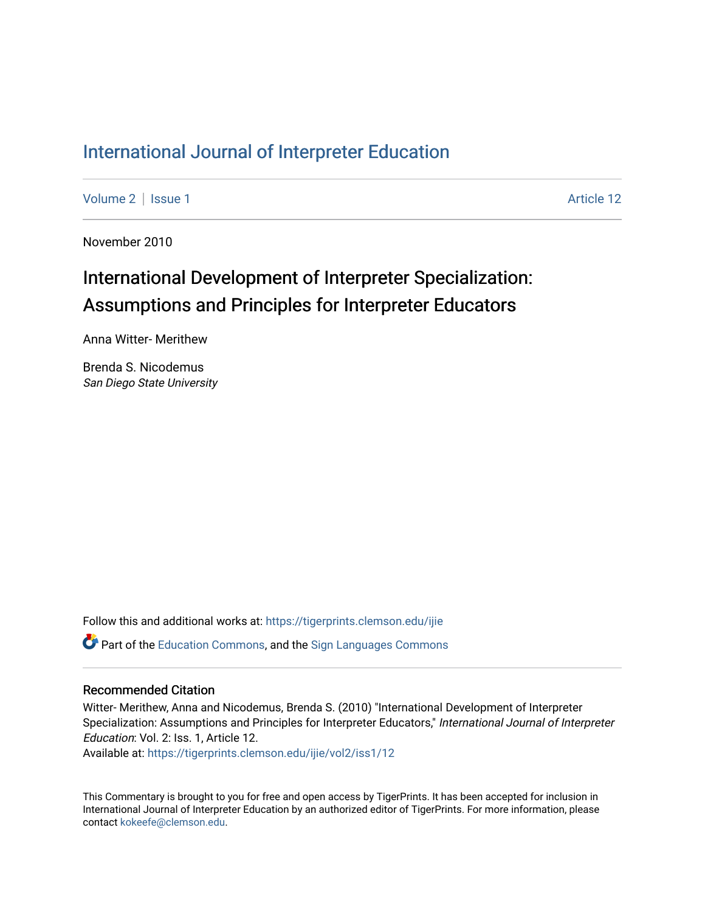# International Journal of Interpreter Education

Volume 2 | Issue 1 Article 12

November 2010

## International Development of Interpreter Specialization: Assumptions and Principles for Interpreter Educators

Anna Witter- Merithew

Brenda S. Nicodemus
*San Diego State University*

Follow this and additional works at: https://tigerprints.clemson.edu/ijie

Part of the Education Commons, and the Sign Languages Commons

### Recommended Citation

Witter- Merithew, Anna and Nicodemus, Brenda S. (2010) "International Development of Interpreter Specialization: Assumptions and Principles for Interpreter Educators," *International Journal of Interpreter Education*: Vol. 2: Iss. 1, Article 12.
Available at: https://tigerprints.clemson.edu/ijie/vol2/iss1/12

This Commentary is brought to you for free and open access by TigerPrints. It has been accepted for inclusion in International Journal of Interpreter Education by an authorized editor of TigerPrints. For more information, please contact kokeefe@clemson.edu.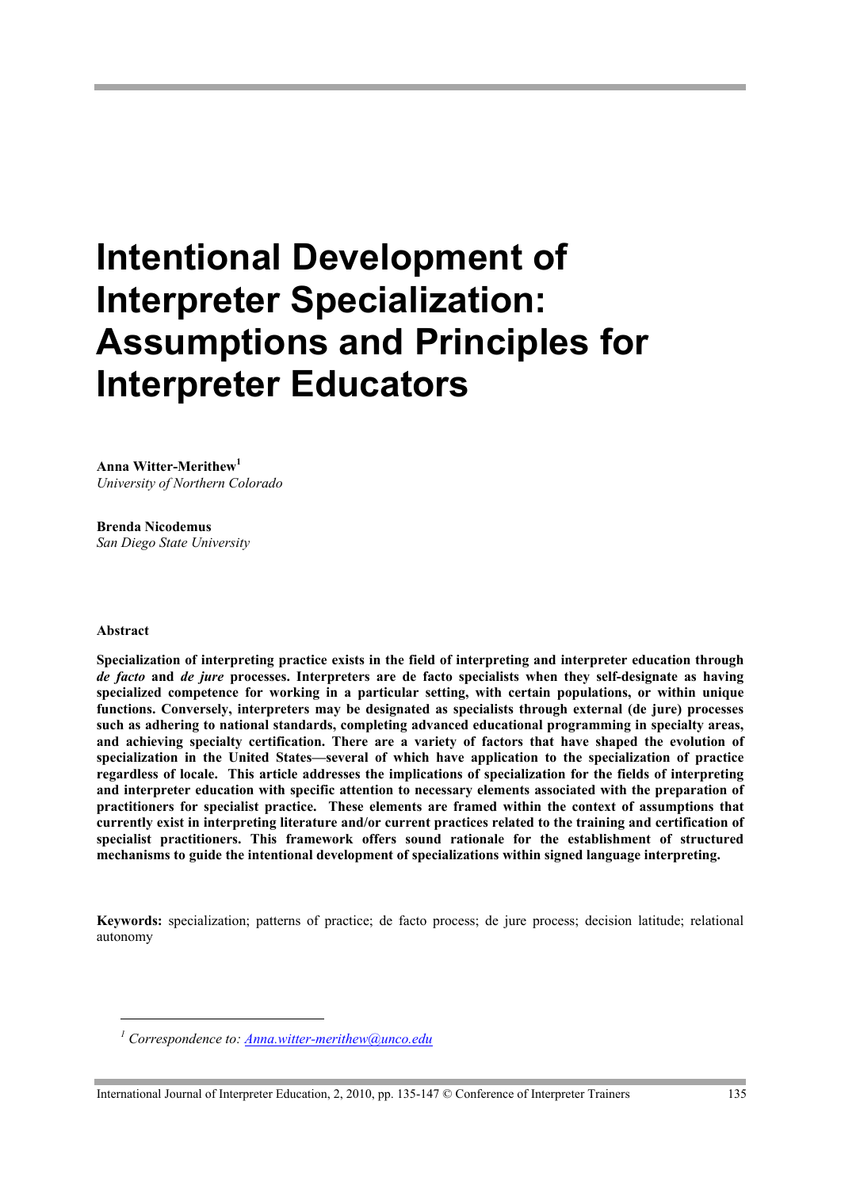# Intentional Development of Interpreter Specialization: Assumptions and Principles for Interpreter Educators

**Anna Witter-Merithew**[1]
*University of Northern Colorado*

**Brenda Nicodemus**
*San Diego State University*

**Abstract**

**Specialization of interpreting practice exists in the field of interpreting and interpreter education through *de facto* and *de jure* processes. Interpreters are de facto specialists when they self-designate as having specialized competence for working in a particular setting, with certain populations, or within unique functions. Conversely, interpreters may be designated as specialists through external (de jure) processes such as adhering to national standards, completing advanced educational programming in specialty areas, and achieving specialty certification. There are a variety of factors that have shaped the evolution of specialization in the United States—several of which have application to the specialization of practice regardless of locale. This article addresses the implications of specialization for the fields of interpreting and interpreter education with specific attention to necessary elements associated with the preparation of practitioners for specialist practice. These elements are framed within the context of assumptions that currently exist in interpreting literature and/or current practices related to the training and certification of specialist practitioners. This framework offers sound rationale for the establishment of structured mechanisms to guide the intentional development of specializations within signed language interpreting.**

**Keywords:** specialization; patterns of practice; de facto process; de jure process; decision latitude; relational autonomy

---

[1] *Correspondence to: Anna.witter-merithew@unco.edu*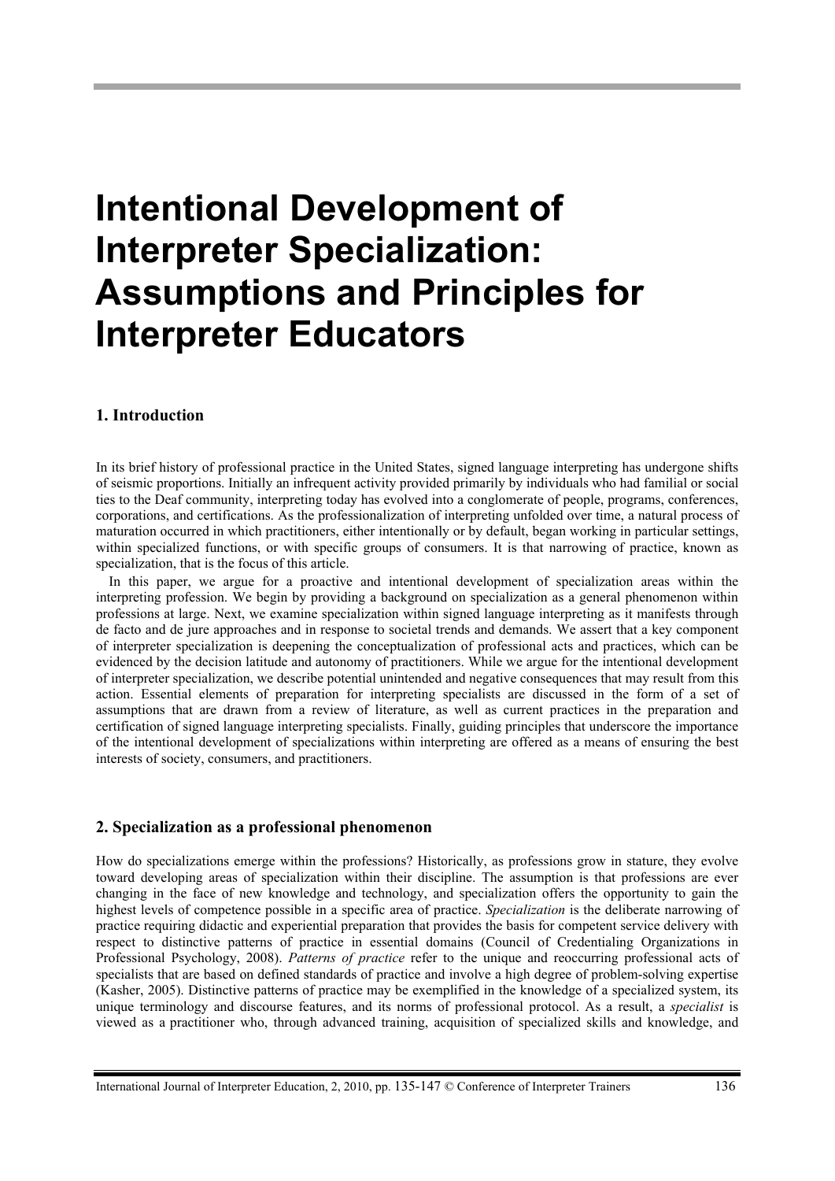# Intentional Development of Interpreter Specialization: Assumptions and Principles for Interpreter Educators

## 1. Introduction

In its brief history of professional practice in the United States, signed language interpreting has undergone shifts of seismic proportions. Initially an infrequent activity provided primarily by individuals who had familial or social ties to the Deaf community, interpreting today has evolved into a conglomerate of people, programs, conferences, corporations, and certifications. As the professionalization of interpreting unfolded over time, a natural process of maturation occurred in which practitioners, either intentionally or by default, began working in particular settings, within specialized functions, or with specific groups of consumers. It is that narrowing of practice, known as specialization, that is the focus of this article.

In this paper, we argue for a proactive and intentional development of specialization areas within the interpreting profession. We begin by providing a background on specialization as a general phenomenon within professions at large. Next, we examine specialization within signed language interpreting as it manifests through de facto and de jure approaches and in response to societal trends and demands. We assert that a key component of interpreter specialization is deepening the conceptualization of professional acts and practices, which can be evidenced by the decision latitude and autonomy of practitioners. While we argue for the intentional development of interpreter specialization, we describe potential unintended and negative consequences that may result from this action. Essential elements of preparation for interpreting specialists are discussed in the form of a set of assumptions that are drawn from a review of literature, as well as current practices in the preparation and certification of signed language interpreting specialists. Finally, guiding principles that underscore the importance of the intentional development of specializations within interpreting are offered as a means of ensuring the best interests of society, consumers, and practitioners.

## 2. Specialization as a professional phenomenon

How do specializations emerge within the professions? Historically, as professions grow in stature, they evolve toward developing areas of specialization within their discipline. The assumption is that professions are ever changing in the face of new knowledge and technology, and specialization offers the opportunity to gain the highest levels of competence possible in a specific area of practice. *Specialization* is the deliberate narrowing of practice requiring didactic and experiential preparation that provides the basis for competent service delivery with respect to distinctive patterns of practice in essential domains (Council of Credentialing Organizations in Professional Psychology, 2008). *Patterns of practice* refer to the unique and reoccurring professional acts of specialists that are based on defined standards of practice and involve a high degree of problem-solving expertise (Kasher, 2005). Distinctive patterns of practice may be exemplified in the knowledge of a specialized system, its unique terminology and discourse features, and its norms of professional protocol. As a result, a *specialist* is viewed as a practitioner who, through advanced training, acquisition of specialized skills and knowledge, and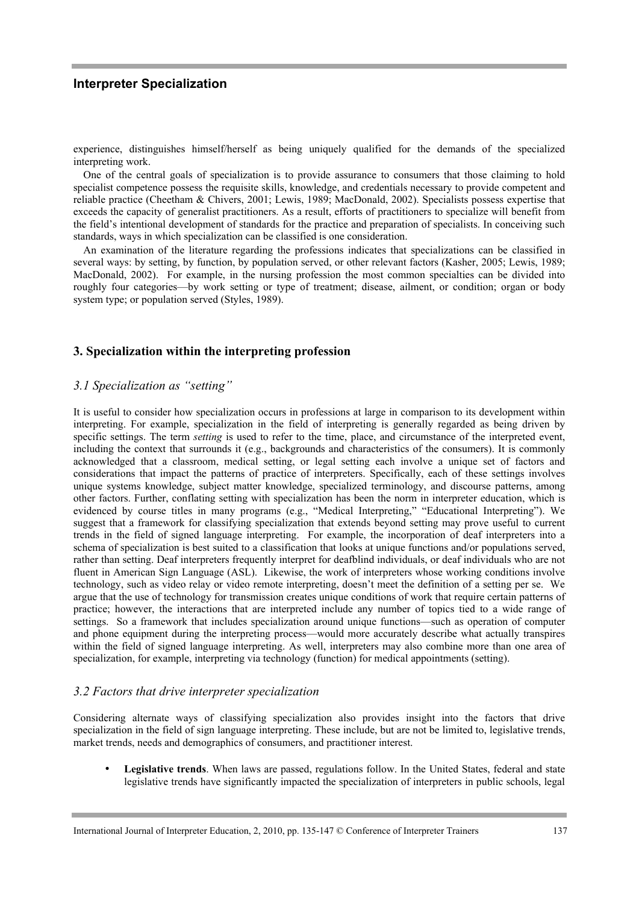experience, distinguishes himself/herself as being uniquely qualified for the demands of the specialized interpreting work.

One of the central goals of specialization is to provide assurance to consumers that those claiming to hold specialist competence possess the requisite skills, knowledge, and credentials necessary to provide competent and reliable practice (Cheetham & Chivers, 2001; Lewis, 1989; MacDonald, 2002). Specialists possess expertise that exceeds the capacity of generalist practitioners. As a result, efforts of practitioners to specialize will benefit from the field's intentional development of standards for the practice and preparation of specialists. In conceiving such standards, ways in which specialization can be classified is one consideration.

An examination of the literature regarding the professions indicates that specializations can be classified in several ways: by setting, by function, by population served, or other relevant factors (Kasher, 2005; Lewis, 1989; MacDonald, 2002). For example, in the nursing profession the most common specialties can be divided into roughly four categories—by work setting or type of treatment; disease, ailment, or condition; organ or body system type; or population served (Styles, 1989).

## 3. Specialization within the interpreting profession

### *3.1 Specialization as "setting"*

It is useful to consider how specialization occurs in professions at large in comparison to its development within interpreting. For example, specialization in the field of interpreting is generally regarded as being driven by specific settings. The term *setting* is used to refer to the time, place, and circumstance of the interpreted event, including the context that surrounds it (e.g., backgrounds and characteristics of the consumers). It is commonly acknowledged that a classroom, medical setting, or legal setting each involve a unique set of factors and considerations that impact the patterns of practice of interpreters. Specifically, each of these settings involves unique systems knowledge, subject matter knowledge, specialized terminology, and discourse patterns, among other factors. Further, conflating setting with specialization has been the norm in interpreter education, which is evidenced by course titles in many programs (e.g., "Medical Interpreting," "Educational Interpreting"). We suggest that a framework for classifying specialization that extends beyond setting may prove useful to current trends in the field of signed language interpreting. For example, the incorporation of deaf interpreters into a schema of specialization is best suited to a classification that looks at unique functions and/or populations served, rather than setting. Deaf interpreters frequently interpret for deafblind individuals, or deaf individuals who are not fluent in American Sign Language (ASL). Likewise, the work of interpreters whose working conditions involve technology, such as video relay or video remote interpreting, doesn't meet the definition of a setting per se. We argue that the use of technology for transmission creates unique conditions of work that require certain patterns of practice; however, the interactions that are interpreted include any number of topics tied to a wide range of settings. So a framework that includes specialization around unique functions—such as operation of computer and phone equipment during the interpreting process—would more accurately describe what actually transpires within the field of signed language interpreting. As well, interpreters may also combine more than one area of specialization, for example, interpreting via technology (function) for medical appointments (setting).

### *3.2 Factors that drive interpreter specialization*

Considering alternate ways of classifying specialization also provides insight into the factors that drive specialization in the field of sign language interpreting. These include, but are not be limited to, legislative trends, market trends, needs and demographics of consumers, and practitioner interest.

- **Legislative trends**. When laws are passed, regulations follow. In the United States, federal and state legislative trends have significantly impacted the specialization of interpreters in public schools, legal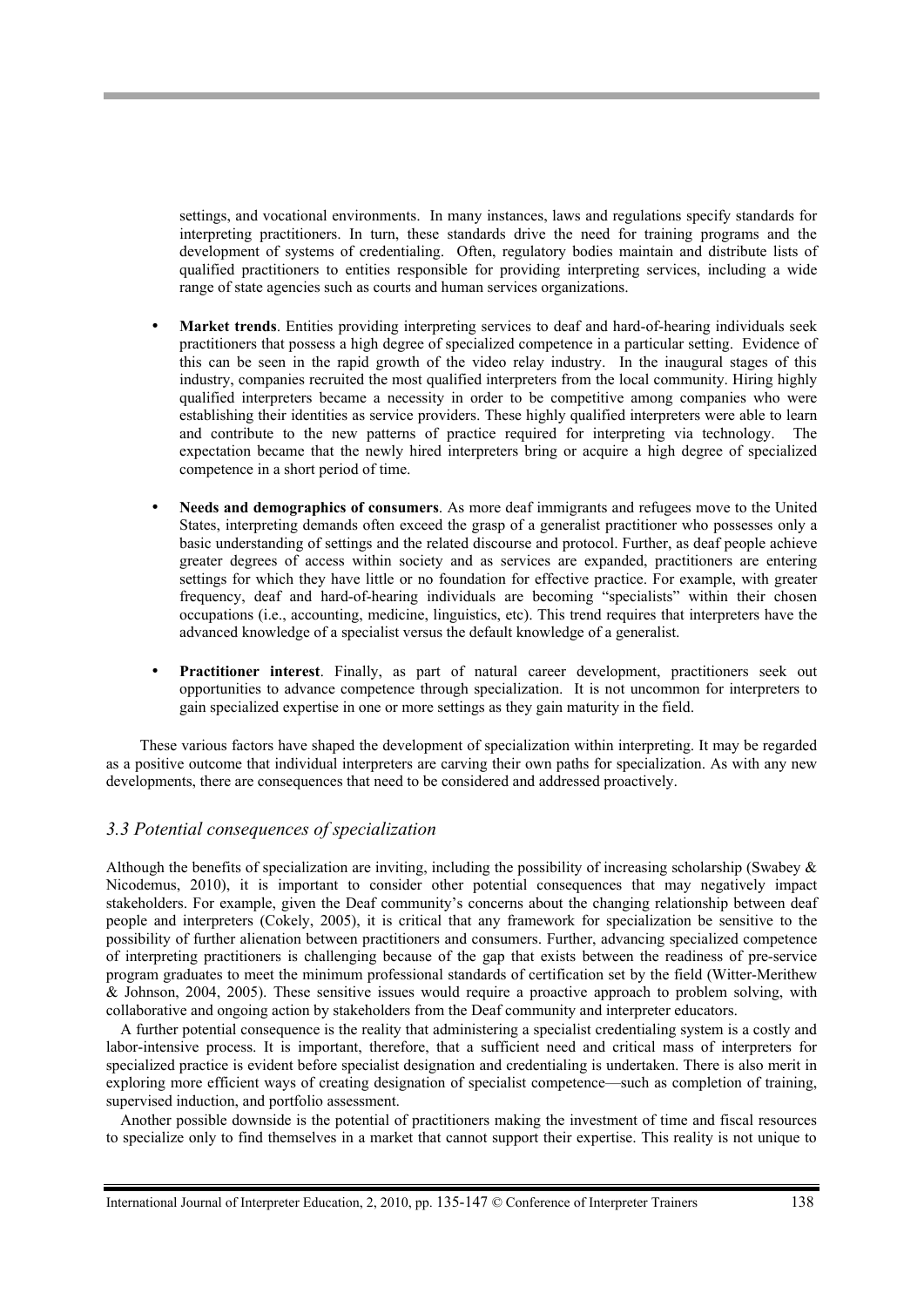settings, and vocational environments. In many instances, laws and regulations specify standards for interpreting practitioners. In turn, these standards drive the need for training programs and the development of systems of credentialing. Often, regulatory bodies maintain and distribute lists of qualified practitioners to entities responsible for providing interpreting services, including a wide range of state agencies such as courts and human services organizations.

- **Market trends**. Entities providing interpreting services to deaf and hard-of-hearing individuals seek practitioners that possess a high degree of specialized competence in a particular setting. Evidence of this can be seen in the rapid growth of the video relay industry. In the inaugural stages of this industry, companies recruited the most qualified interpreters from the local community. Hiring highly qualified interpreters became a necessity in order to be competitive among companies who were establishing their identities as service providers. These highly qualified interpreters were able to learn and contribute to the new patterns of practice required for interpreting via technology. The expectation became that the newly hired interpreters bring or acquire a high degree of specialized competence in a short period of time.

- **Needs and demographics of consumers**. As more deaf immigrants and refugees move to the United States, interpreting demands often exceed the grasp of a generalist practitioner who possesses only a basic understanding of settings and the related discourse and protocol. Further, as deaf people achieve greater degrees of access within society and as services are expanded, practitioners are entering settings for which they have little or no foundation for effective practice. For example, with greater frequency, deaf and hard-of-hearing individuals are becoming "specialists" within their chosen occupations (i.e., accounting, medicine, linguistics, etc). This trend requires that interpreters have the advanced knowledge of a specialist versus the default knowledge of a generalist.

- **Practitioner interest**. Finally, as part of natural career development, practitioners seek out opportunities to advance competence through specialization. It is not uncommon for interpreters to gain specialized expertise in one or more settings as they gain maturity in the field.

These various factors have shaped the development of specialization within interpreting. It may be regarded as a positive outcome that individual interpreters are carving their own paths for specialization. As with any new developments, there are consequences that need to be considered and addressed proactively.

### *3.3 Potential consequences of specialization*

Although the benefits of specialization are inviting, including the possibility of increasing scholarship (Swabey & Nicodemus, 2010), it is important to consider other potential consequences that may negatively impact stakeholders. For example, given the Deaf community's concerns about the changing relationship between deaf people and interpreters (Cokely, 2005), it is critical that any framework for specialization be sensitive to the possibility of further alienation between practitioners and consumers. Further, advancing specialized competence of interpreting practitioners is challenging because of the gap that exists between the readiness of pre-service program graduates to meet the minimum professional standards of certification set by the field (Witter-Merithew & Johnson, 2004, 2005). These sensitive issues would require a proactive approach to problem solving, with collaborative and ongoing action by stakeholders from the Deaf community and interpreter educators.

A further potential consequence is the reality that administering a specialist credentialing system is a costly and labor-intensive process. It is important, therefore, that a sufficient need and critical mass of interpreters for specialized practice is evident before specialist designation and credentialing is undertaken. There is also merit in exploring more efficient ways of creating designation of specialist competence—such as completion of training, supervised induction, and portfolio assessment.

Another possible downside is the potential of practitioners making the investment of time and fiscal resources to specialize only to find themselves in a market that cannot support their expertise. This reality is not unique to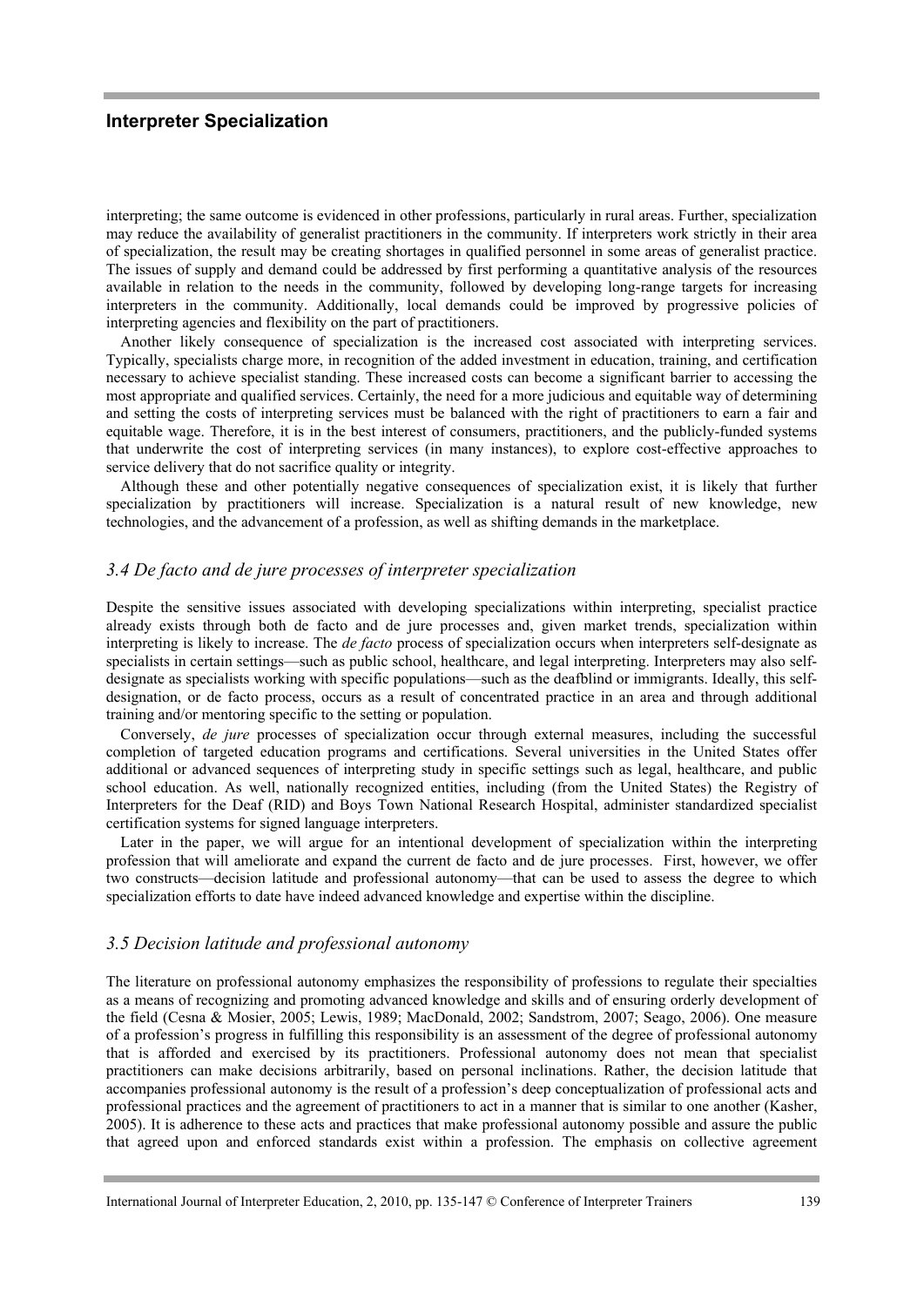interpreting; the same outcome is evidenced in other professions, particularly in rural areas. Further, specialization may reduce the availability of generalist practitioners in the community. If interpreters work strictly in their area of specialization, the result may be creating shortages in qualified personnel in some areas of generalist practice. The issues of supply and demand could be addressed by first performing a quantitative analysis of the resources available in relation to the needs in the community, followed by developing long-range targets for increasing interpreters in the community. Additionally, local demands could be improved by progressive policies of interpreting agencies and flexibility on the part of practitioners.

Another likely consequence of specialization is the increased cost associated with interpreting services. Typically, specialists charge more, in recognition of the added investment in education, training, and certification necessary to achieve specialist standing. These increased costs can become a significant barrier to accessing the most appropriate and qualified services. Certainly, the need for a more judicious and equitable way of determining and setting the costs of interpreting services must be balanced with the right of practitioners to earn a fair and equitable wage. Therefore, it is in the best interest of consumers, practitioners, and the publicly-funded systems that underwrite the cost of interpreting services (in many instances), to explore cost-effective approaches to service delivery that do not sacrifice quality or integrity.

Although these and other potentially negative consequences of specialization exist, it is likely that further specialization by practitioners will increase. Specialization is a natural result of new knowledge, new technologies, and the advancement of a profession, as well as shifting demands in the marketplace.

### *3.4 De facto and de jure processes of interpreter specialization*

Despite the sensitive issues associated with developing specializations within interpreting, specialist practice already exists through both de facto and de jure processes and, given market trends, specialization within interpreting is likely to increase. The *de facto* process of specialization occurs when interpreters self-designate as specialists in certain settings—such as public school, healthcare, and legal interpreting. Interpreters may also self-designate as specialists working with specific populations—such as the deafblind or immigrants. Ideally, this self-designation, or de facto process, occurs as a result of concentrated practice in an area and through additional training and/or mentoring specific to the setting or population.

Conversely, *de jure* processes of specialization occur through external measures, including the successful completion of targeted education programs and certifications. Several universities in the United States offer additional or advanced sequences of interpreting study in specific settings such as legal, healthcare, and public school education. As well, nationally recognized entities, including (from the United States) the Registry of Interpreters for the Deaf (RID) and Boys Town National Research Hospital, administer standardized specialist certification systems for signed language interpreters.

Later in the paper, we will argue for an intentional development of specialization within the interpreting profession that will ameliorate and expand the current de facto and de jure processes. First, however, we offer two constructs—decision latitude and professional autonomy—that can be used to assess the degree to which specialization efforts to date have indeed advanced knowledge and expertise within the discipline.

### *3.5 Decision latitude and professional autonomy*

The literature on professional autonomy emphasizes the responsibility of professions to regulate their specialties as a means of recognizing and promoting advanced knowledge and skills and of ensuring orderly development of the field (Cesna & Mosier, 2005; Lewis, 1989; MacDonald, 2002; Sandstrom, 2007; Seago, 2006). One measure of a profession's progress in fulfilling this responsibility is an assessment of the degree of professional autonomy that is afforded and exercised by its practitioners. Professional autonomy does not mean that specialist practitioners can make decisions arbitrarily, based on personal inclinations. Rather, the decision latitude that accompanies professional autonomy is the result of a profession's deep conceptualization of professional acts and professional practices and the agreement of practitioners to act in a manner that is similar to one another (Kasher, 2005). It is adherence to these acts and practices that make professional autonomy possible and assure the public that agreed upon and enforced standards exist within a profession. The emphasis on collective agreement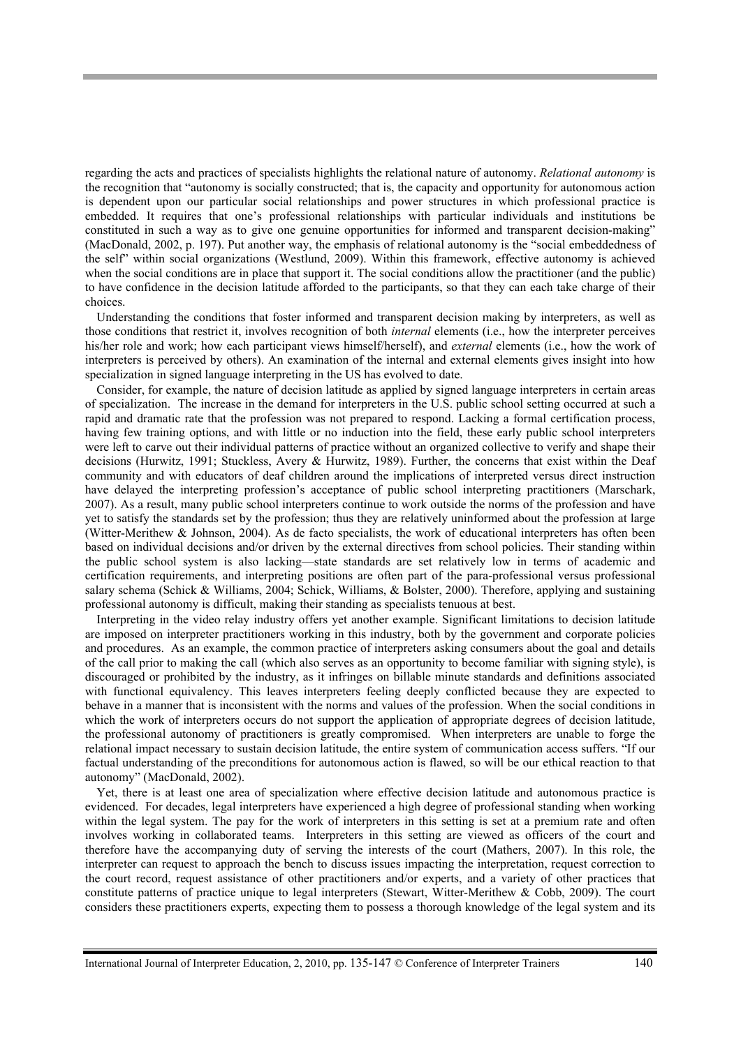regarding the acts and practices of specialists highlights the relational nature of autonomy. *Relational autonomy* is the recognition that "autonomy is socially constructed; that is, the capacity and opportunity for autonomous action is dependent upon our particular social relationships and power structures in which professional practice is embedded. It requires that one's professional relationships with particular individuals and institutions be constituted in such a way as to give one genuine opportunities for informed and transparent decision-making" (MacDonald, 2002, p. 197). Put another way, the emphasis of relational autonomy is the "social embeddedness of the self" within social organizations (Westlund, 2009). Within this framework, effective autonomy is achieved when the social conditions are in place that support it. The social conditions allow the practitioner (and the public) to have confidence in the decision latitude afforded to the participants, so that they can each take charge of their choices.

Understanding the conditions that foster informed and transparent decision making by interpreters, as well as those conditions that restrict it, involves recognition of both *internal* elements (i.e., how the interpreter perceives his/her role and work; how each participant views himself/herself), and *external* elements (i.e., how the work of interpreters is perceived by others). An examination of the internal and external elements gives insight into how specialization in signed language interpreting in the US has evolved to date.

Consider, for example, the nature of decision latitude as applied by signed language interpreters in certain areas of specialization. The increase in the demand for interpreters in the U.S. public school setting occurred at such a rapid and dramatic rate that the profession was not prepared to respond. Lacking a formal certification process, having few training options, and with little or no induction into the field, these early public school interpreters were left to carve out their individual patterns of practice without an organized collective to verify and shape their decisions (Hurwitz, 1991; Stuckless, Avery & Hurwitz, 1989). Further, the concerns that exist within the Deaf community and with educators of deaf children around the implications of interpreted versus direct instruction have delayed the interpreting profession's acceptance of public school interpreting practitioners (Marschark, 2007). As a result, many public school interpreters continue to work outside the norms of the profession and have yet to satisfy the standards set by the profession; thus they are relatively uninformed about the profession at large (Witter-Merithew & Johnson, 2004). As de facto specialists, the work of educational interpreters has often been based on individual decisions and/or driven by the external directives from school policies. Their standing within the public school system is also lacking—state standards are set relatively low in terms of academic and certification requirements, and interpreting positions are often part of the para-professional versus professional salary schema (Schick & Williams, 2004; Schick, Williams, & Bolster, 2000). Therefore, applying and sustaining professional autonomy is difficult, making their standing as specialists tenuous at best.

Interpreting in the video relay industry offers yet another example. Significant limitations to decision latitude are imposed on interpreter practitioners working in this industry, both by the government and corporate policies and procedures. As an example, the common practice of interpreters asking consumers about the goal and details of the call prior to making the call (which also serves as an opportunity to become familiar with signing style), is discouraged or prohibited by the industry, as it infringes on billable minute standards and definitions associated with functional equivalency. This leaves interpreters feeling deeply conflicted because they are expected to behave in a manner that is inconsistent with the norms and values of the profession. When the social conditions in which the work of interpreters occurs do not support the application of appropriate degrees of decision latitude, the professional autonomy of practitioners is greatly compromised. When interpreters are unable to forge the relational impact necessary to sustain decision latitude, the entire system of communication access suffers. "If our factual understanding of the preconditions for autonomous action is flawed, so will be our ethical reaction to that autonomy" (MacDonald, 2002).

Yet, there is at least one area of specialization where effective decision latitude and autonomous practice is evidenced. For decades, legal interpreters have experienced a high degree of professional standing when working within the legal system. The pay for the work of interpreters in this setting is set at a premium rate and often involves working in collaborated teams. Interpreters in this setting are viewed as officers of the court and therefore have the accompanying duty of serving the interests of the court (Mathers, 2007). In this role, the interpreter can request to approach the bench to discuss issues impacting the interpretation, request correction to the court record, request assistance of other practitioners and/or experts, and a variety of other practices that constitute patterns of practice unique to legal interpreters (Stewart, Witter-Merithew & Cobb, 2009). The court considers these practitioners experts, expecting them to possess a thorough knowledge of the legal system and its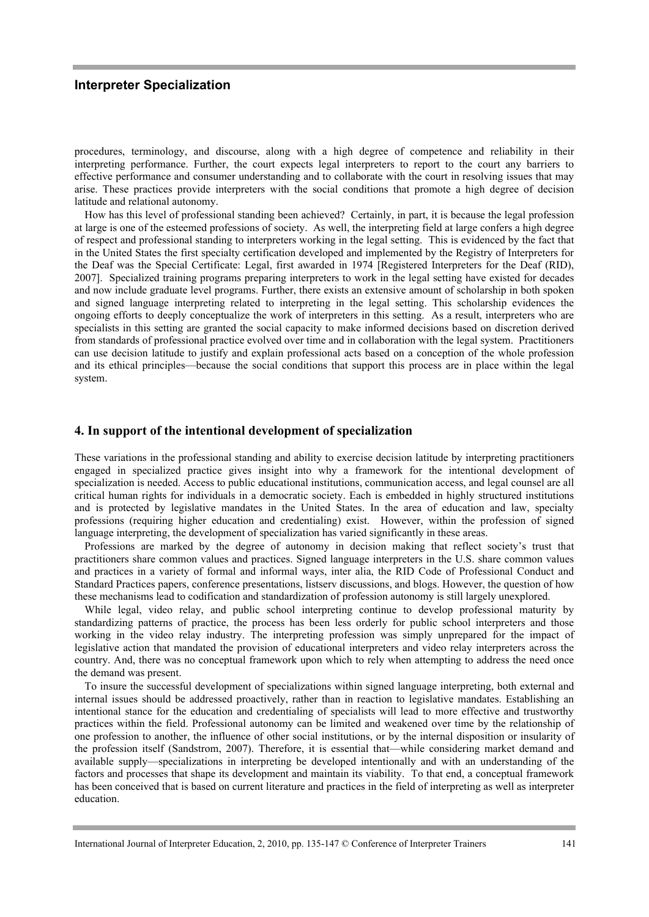procedures, terminology, and discourse, along with a high degree of competence and reliability in their interpreting performance. Further, the court expects legal interpreters to report to the court any barriers to effective performance and consumer understanding and to collaborate with the court in resolving issues that may arise. These practices provide interpreters with the social conditions that promote a high degree of decision latitude and relational autonomy.

How has this level of professional standing been achieved? Certainly, in part, it is because the legal profession at large is one of the esteemed professions of society. As well, the interpreting field at large confers a high degree of respect and professional standing to interpreters working in the legal setting. This is evidenced by the fact that in the United States the first specialty certification developed and implemented by the Registry of Interpreters for the Deaf was the Special Certificate: Legal, first awarded in 1974 [Registered Interpreters for the Deaf (RID), 2007]. Specialized training programs preparing interpreters to work in the legal setting have existed for decades and now include graduate level programs. Further, there exists an extensive amount of scholarship in both spoken and signed language interpreting related to interpreting in the legal setting. This scholarship evidences the ongoing efforts to deeply conceptualize the work of interpreters in this setting. As a result, interpreters who are specialists in this setting are granted the social capacity to make informed decisions based on discretion derived from standards of professional practice evolved over time and in collaboration with the legal system. Practitioners can use decision latitude to justify and explain professional acts based on a conception of the whole profession and its ethical principles—because the social conditions that support this process are in place within the legal system.

## 4. In support of the intentional development of specialization

These variations in the professional standing and ability to exercise decision latitude by interpreting practitioners engaged in specialized practice gives insight into why a framework for the intentional development of specialization is needed. Access to public educational institutions, communication access, and legal counsel are all critical human rights for individuals in a democratic society. Each is embedded in highly structured institutions and is protected by legislative mandates in the United States. In the area of education and law, specialty professions (requiring higher education and credentialing) exist. However, within the profession of signed language interpreting, the development of specialization has varied significantly in these areas.

Professions are marked by the degree of autonomy in decision making that reflect society's trust that practitioners share common values and practices. Signed language interpreters in the U.S. share common values and practices in a variety of formal and informal ways, inter alia, the RID Code of Professional Conduct and Standard Practices papers, conference presentations, listserv discussions, and blogs. However, the question of how these mechanisms lead to codification and standardization of profession autonomy is still largely unexplored.

While legal, video relay, and public school interpreting continue to develop professional maturity by standardizing patterns of practice, the process has been less orderly for public school interpreters and those working in the video relay industry. The interpreting profession was simply unprepared for the impact of legislative action that mandated the provision of educational interpreters and video relay interpreters across the country. And, there was no conceptual framework upon which to rely when attempting to address the need once the demand was present.

To insure the successful development of specializations within signed language interpreting, both external and internal issues should be addressed proactively, rather than in reaction to legislative mandates. Establishing an intentional stance for the education and credentialing of specialists will lead to more effective and trustworthy practices within the field. Professional autonomy can be limited and weakened over time by the relationship of one profession to another, the influence of other social institutions, or by the internal disposition or insularity of the profession itself (Sandstrom, 2007). Therefore, it is essential that—while considering market demand and available supply—specializations in interpreting be developed intentionally and with an understanding of the factors and processes that shape its development and maintain its viability. To that end, a conceptual framework has been conceived that is based on current literature and practices in the field of interpreting as well as interpreter education.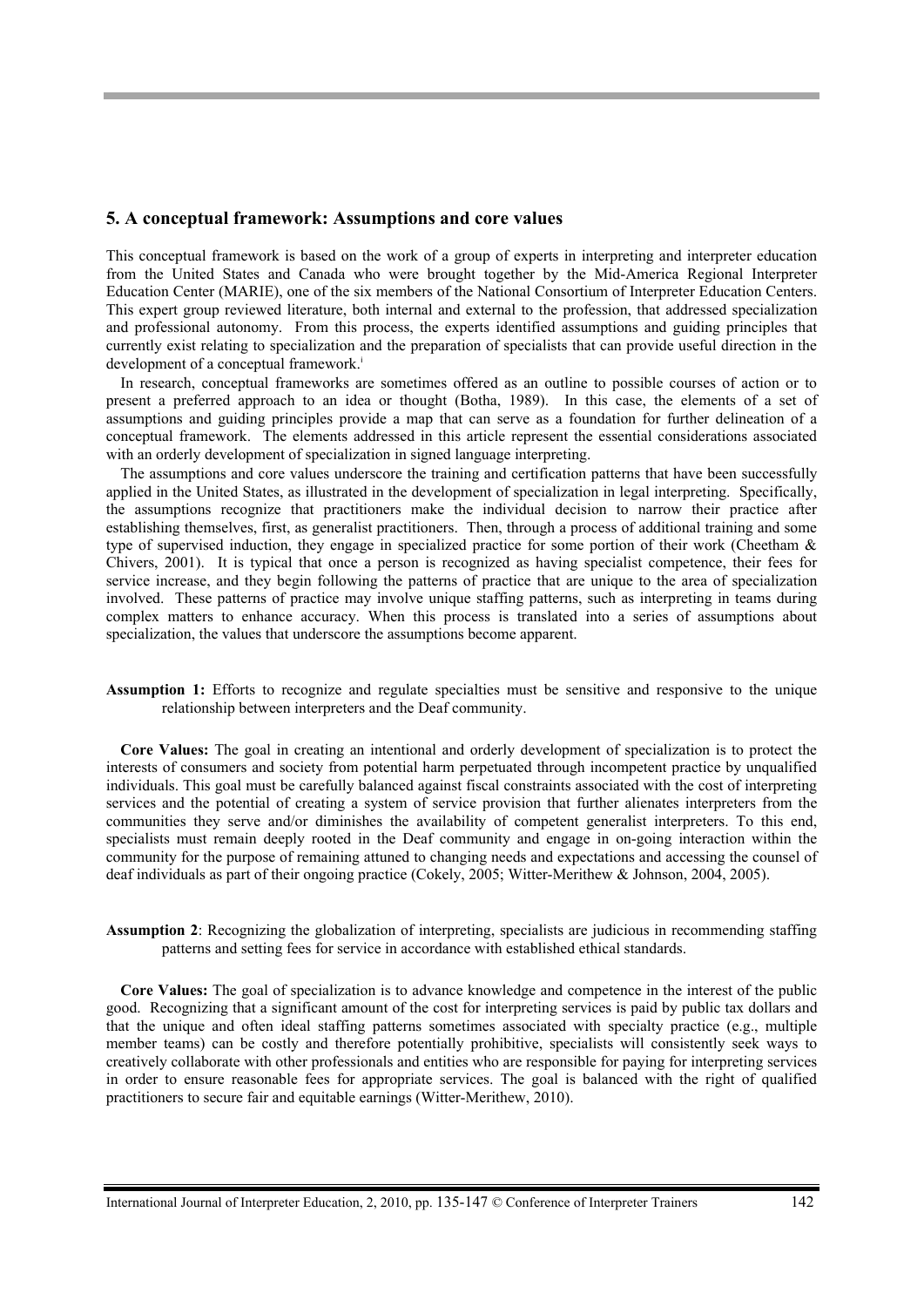## 5. A conceptual framework: Assumptions and core values

This conceptual framework is based on the work of a group of experts in interpreting and interpreter education from the United States and Canada who were brought together by the Mid-America Regional Interpreter Education Center (MARIE), one of the six members of the National Consortium of Interpreter Education Centers. This expert group reviewed literature, both internal and external to the profession, that addressed specialization and professional autonomy. From this process, the experts identified assumptions and guiding principles that currently exist relating to specialization and the preparation of specialists that can provide useful direction in the development of a conceptual framework.[i]

In research, conceptual frameworks are sometimes offered as an outline to possible courses of action or to present a preferred approach to an idea or thought (Botha, 1989). In this case, the elements of a set of assumptions and guiding principles provide a map that can serve as a foundation for further delineation of a conceptual framework. The elements addressed in this article represent the essential considerations associated with an orderly development of specialization in signed language interpreting.

The assumptions and core values underscore the training and certification patterns that have been successfully applied in the United States, as illustrated in the development of specialization in legal interpreting. Specifically, the assumptions recognize that practitioners make the individual decision to narrow their practice after establishing themselves, first, as generalist practitioners. Then, through a process of additional training and some type of supervised induction, they engage in specialized practice for some portion of their work (Cheetham & Chivers, 2001). It is typical that once a person is recognized as having specialist competence, their fees for service increase, and they begin following the patterns of practice that are unique to the area of specialization involved. These patterns of practice may involve unique staffing patterns, such as interpreting in teams during complex matters to enhance accuracy. When this process is translated into a series of assumptions about specialization, the values that underscore the assumptions become apparent.

**Assumption 1:** Efforts to recognize and regulate specialties must be sensitive and responsive to the unique relationship between interpreters and the Deaf community.

**Core Values:** The goal in creating an intentional and orderly development of specialization is to protect the interests of consumers and society from potential harm perpetuated through incompetent practice by unqualified individuals. This goal must be carefully balanced against fiscal constraints associated with the cost of interpreting services and the potential of creating a system of service provision that further alienates interpreters from the communities they serve and/or diminishes the availability of competent generalist interpreters. To this end, specialists must remain deeply rooted in the Deaf community and engage in on-going interaction within the community for the purpose of remaining attuned to changing needs and expectations and accessing the counsel of deaf individuals as part of their ongoing practice (Cokely, 2005; Witter-Merithew & Johnson, 2004, 2005).

**Assumption 2**: Recognizing the globalization of interpreting, specialists are judicious in recommending staffing patterns and setting fees for service in accordance with established ethical standards.

**Core Values:** The goal of specialization is to advance knowledge and competence in the interest of the public good. Recognizing that a significant amount of the cost for interpreting services is paid by public tax dollars and that the unique and often ideal staffing patterns sometimes associated with specialty practice (e.g., multiple member teams) can be costly and therefore potentially prohibitive, specialists will consistently seek ways to creatively collaborate with other professionals and entities who are responsible for paying for interpreting services in order to ensure reasonable fees for appropriate services. The goal is balanced with the right of qualified practitioners to secure fair and equitable earnings (Witter-Merithew, 2010).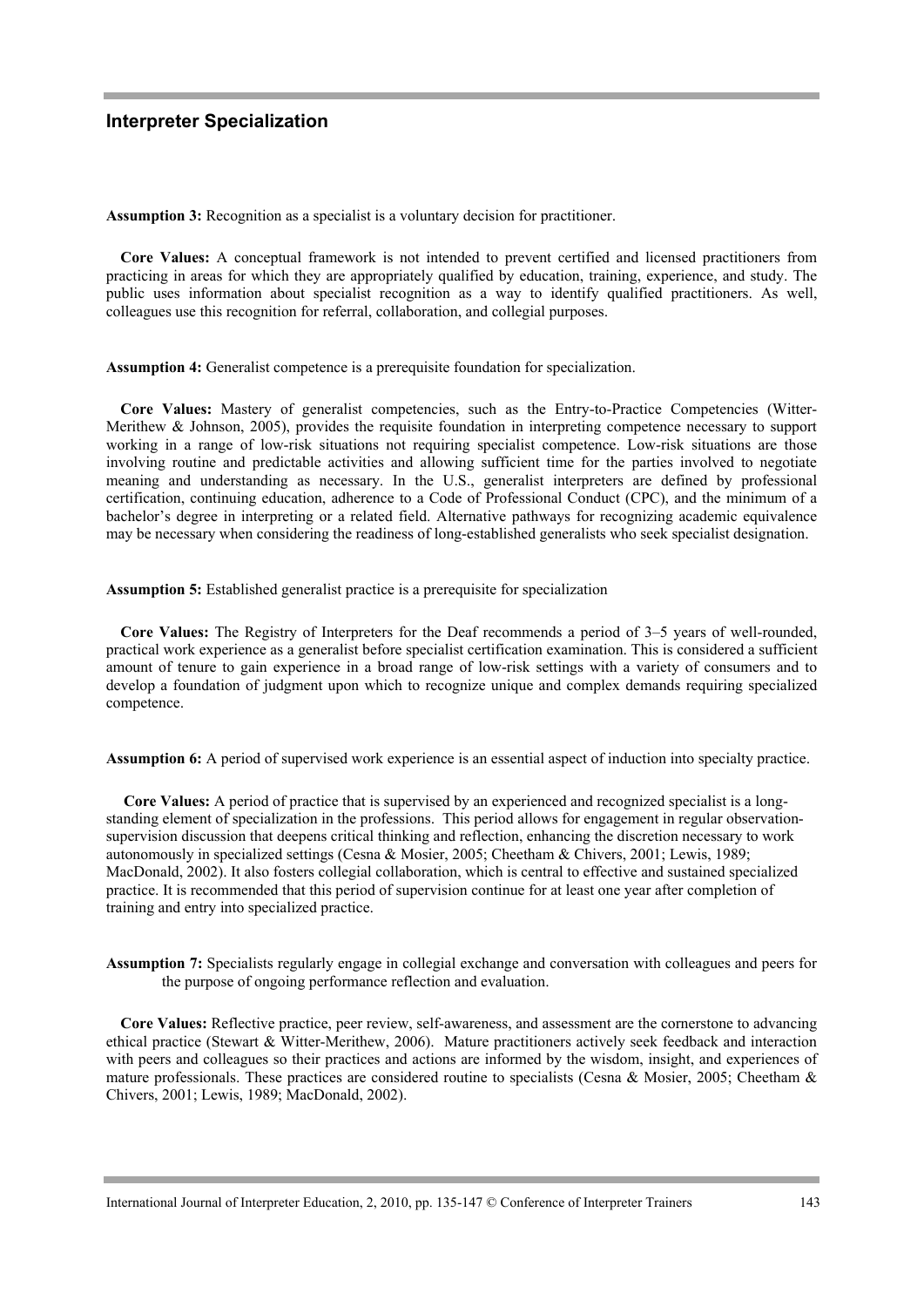**Assumption 3:** Recognition as a specialist is a voluntary decision for practitioner.

**Core Values:** A conceptual framework is not intended to prevent certified and licensed practitioners from practicing in areas for which they are appropriately qualified by education, training, experience, and study. The public uses information about specialist recognition as a way to identify qualified practitioners. As well, colleagues use this recognition for referral, collaboration, and collegial purposes.

**Assumption 4:** Generalist competence is a prerequisite foundation for specialization.

**Core Values:** Mastery of generalist competencies, such as the Entry-to-Practice Competencies (Witter-Merithew & Johnson, 2005), provides the requisite foundation in interpreting competence necessary to support working in a range of low-risk situations not requiring specialist competence. Low-risk situations are those involving routine and predictable activities and allowing sufficient time for the parties involved to negotiate meaning and understanding as necessary. In the U.S., generalist interpreters are defined by professional certification, continuing education, adherence to a Code of Professional Conduct (CPC), and the minimum of a bachelor's degree in interpreting or a related field. Alternative pathways for recognizing academic equivalence may be necessary when considering the readiness of long-established generalists who seek specialist designation.

**Assumption 5:** Established generalist practice is a prerequisite for specialization

**Core Values:** The Registry of Interpreters for the Deaf recommends a period of 3–5 years of well-rounded, practical work experience as a generalist before specialist certification examination. This is considered a sufficient amount of tenure to gain experience in a broad range of low-risk settings with a variety of consumers and to develop a foundation of judgment upon which to recognize unique and complex demands requiring specialized competence.

**Assumption 6:** A period of supervised work experience is an essential aspect of induction into specialty practice.

**Core Values:** A period of practice that is supervised by an experienced and recognized specialist is a long-standing element of specialization in the professions. This period allows for engagement in regular observation-supervision discussion that deepens critical thinking and reflection, enhancing the discretion necessary to work autonomously in specialized settings (Cesna & Mosier, 2005; Cheetham & Chivers, 2001; Lewis, 1989; MacDonald, 2002). It also fosters collegial collaboration, which is central to effective and sustained specialized practice. It is recommended that this period of supervision continue for at least one year after completion of training and entry into specialized practice.

**Assumption 7:** Specialists regularly engage in collegial exchange and conversation with colleagues and peers for the purpose of ongoing performance reflection and evaluation.

**Core Values:** Reflective practice, peer review, self-awareness, and assessment are the cornerstone to advancing ethical practice (Stewart & Witter-Merithew, 2006). Mature practitioners actively seek feedback and interaction with peers and colleagues so their practices and actions are informed by the wisdom, insight, and experiences of mature professionals. These practices are considered routine to specialists (Cesna & Mosier, 2005; Cheetham & Chivers, 2001; Lewis, 1989; MacDonald, 2002).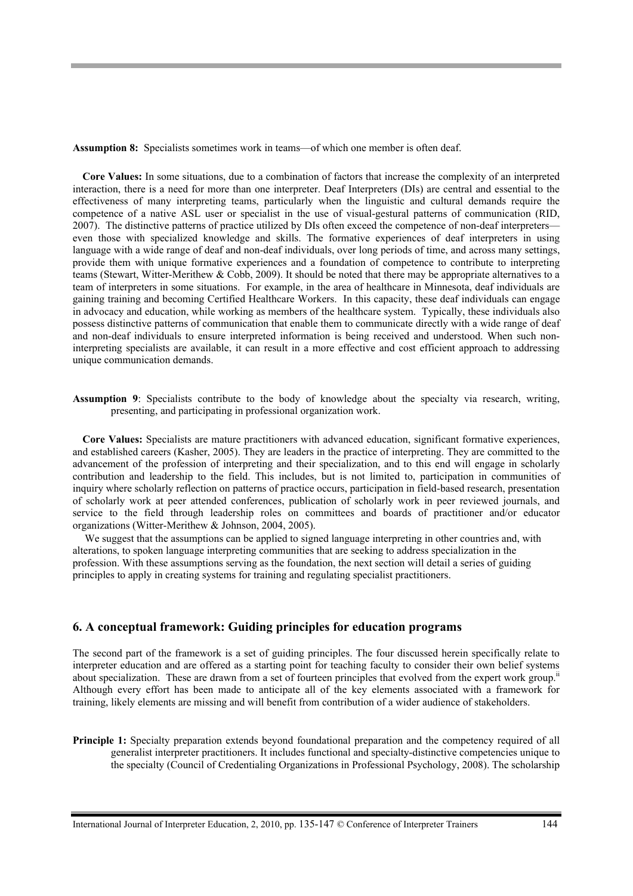**Assumption 8:** Specialists sometimes work in teams—of which one member is often deaf.

**Core Values:** In some situations, due to a combination of factors that increase the complexity of an interpreted interaction, there is a need for more than one interpreter. Deaf Interpreters (DIs) are central and essential to the effectiveness of many interpreting teams, particularly when the linguistic and cultural demands require the competence of a native ASL user or specialist in the use of visual-gestural patterns of communication (RID, 2007). The distinctive patterns of practice utilized by DIs often exceed the competence of non-deaf interpreters—even those with specialized knowledge and skills. The formative experiences of deaf interpreters in using language with a wide range of deaf and non-deaf individuals, over long periods of time, and across many settings, provide them with unique formative experiences and a foundation of competence to contribute to interpreting teams (Stewart, Witter-Merithew & Cobb, 2009). It should be noted that there may be appropriate alternatives to a team of interpreters in some situations. For example, in the area of healthcare in Minnesota, deaf individuals are gaining training and becoming Certified Healthcare Workers. In this capacity, these deaf individuals can engage in advocacy and education, while working as members of the healthcare system. Typically, these individuals also possess distinctive patterns of communication that enable them to communicate directly with a wide range of deaf and non-deaf individuals to ensure interpreted information is being received and understood. When such non-interpreting specialists are available, it can result in a more effective and cost efficient approach to addressing unique communication demands.

**Assumption 9**: Specialists contribute to the body of knowledge about the specialty via research, writing, presenting, and participating in professional organization work.

**Core Values:** Specialists are mature practitioners with advanced education, significant formative experiences, and established careers (Kasher, 2005). They are leaders in the practice of interpreting. They are committed to the advancement of the profession of interpreting and their specialization, and to this end will engage in scholarly contribution and leadership to the field. This includes, but is not limited to, participation in communities of inquiry where scholarly reflection on patterns of practice occurs, participation in field-based research, presentation of scholarly work at peer attended conferences, publication of scholarly work in peer reviewed journals, and service to the field through leadership roles on committees and boards of practitioner and/or educator organizations (Witter-Merithew & Johnson, 2004, 2005).

We suggest that the assumptions can be applied to signed language interpreting in other countries and, with alterations, to spoken language interpreting communities that are seeking to address specialization in the profession. With these assumptions serving as the foundation, the next section will detail a series of guiding principles to apply in creating systems for training and regulating specialist practitioners.

## 6. A conceptual framework: Guiding principles for education programs

The second part of the framework is a set of guiding principles. The four discussed herein specifically relate to interpreter education and are offered as a starting point for teaching faculty to consider their own belief systems about specialization. These are drawn from a set of fourteen principles that evolved from the expert work group.[ii] Although every effort has been made to anticipate all of the key elements associated with a framework for training, likely elements are missing and will benefit from contribution of a wider audience of stakeholders.

**Principle 1:** Specialty preparation extends beyond foundational preparation and the competency required of all generalist interpreter practitioners. It includes functional and specialty-distinctive competencies unique to the specialty (Council of Credentialing Organizations in Professional Psychology, 2008). The scholarship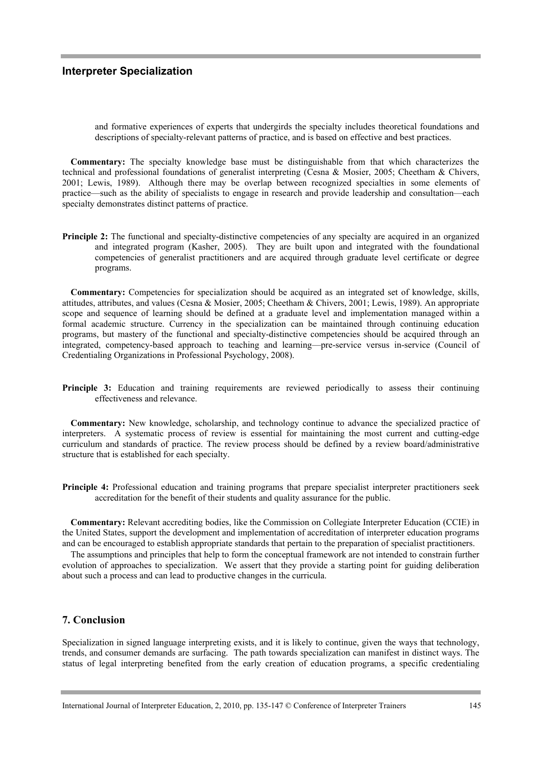and formative experiences of experts that undergirds the specialty includes theoretical foundations and descriptions of specialty-relevant patterns of practice, and is based on effective and best practices.

**Commentary:** The specialty knowledge base must be distinguishable from that which characterizes the technical and professional foundations of generalist interpreting (Cesna & Mosier, 2005; Cheetham & Chivers, 2001; Lewis, 1989). Although there may be overlap between recognized specialties in some elements of practice—such as the ability of specialists to engage in research and provide leadership and consultation—each specialty demonstrates distinct patterns of practice.

**Principle 2:** The functional and specialty-distinctive competencies of any specialty are acquired in an organized and integrated program (Kasher, 2005). They are built upon and integrated with the foundational competencies of generalist practitioners and are acquired through graduate level certificate or degree programs.

**Commentary:** Competencies for specialization should be acquired as an integrated set of knowledge, skills, attitudes, attributes, and values (Cesna & Mosier, 2005; Cheetham & Chivers, 2001; Lewis, 1989). An appropriate scope and sequence of learning should be defined at a graduate level and implementation managed within a formal academic structure. Currency in the specialization can be maintained through continuing education programs, but mastery of the functional and specialty-distinctive competencies should be acquired through an integrated, competency-based approach to teaching and learning—pre-service versus in-service (Council of Credentialing Organizations in Professional Psychology, 2008).

**Principle 3:** Education and training requirements are reviewed periodically to assess their continuing effectiveness and relevance.

**Commentary:** New knowledge, scholarship, and technology continue to advance the specialized practice of interpreters. A systematic process of review is essential for maintaining the most current and cutting-edge curriculum and standards of practice. The review process should be defined by a review board/administrative structure that is established for each specialty.

**Principle 4:** Professional education and training programs that prepare specialist interpreter practitioners seek accreditation for the benefit of their students and quality assurance for the public.

**Commentary:** Relevant accrediting bodies, like the Commission on Collegiate Interpreter Education (CCIE) in the United States, support the development and implementation of accreditation of interpreter education programs and can be encouraged to establish appropriate standards that pertain to the preparation of specialist practitioners.

The assumptions and principles that help to form the conceptual framework are not intended to constrain further evolution of approaches to specialization. We assert that they provide a starting point for guiding deliberation about such a process and can lead to productive changes in the curricula.

## 7. Conclusion

Specialization in signed language interpreting exists, and it is likely to continue, given the ways that technology, trends, and consumer demands are surfacing. The path towards specialization can manifest in distinct ways. The status of legal interpreting benefited from the early creation of education programs, a specific credentialing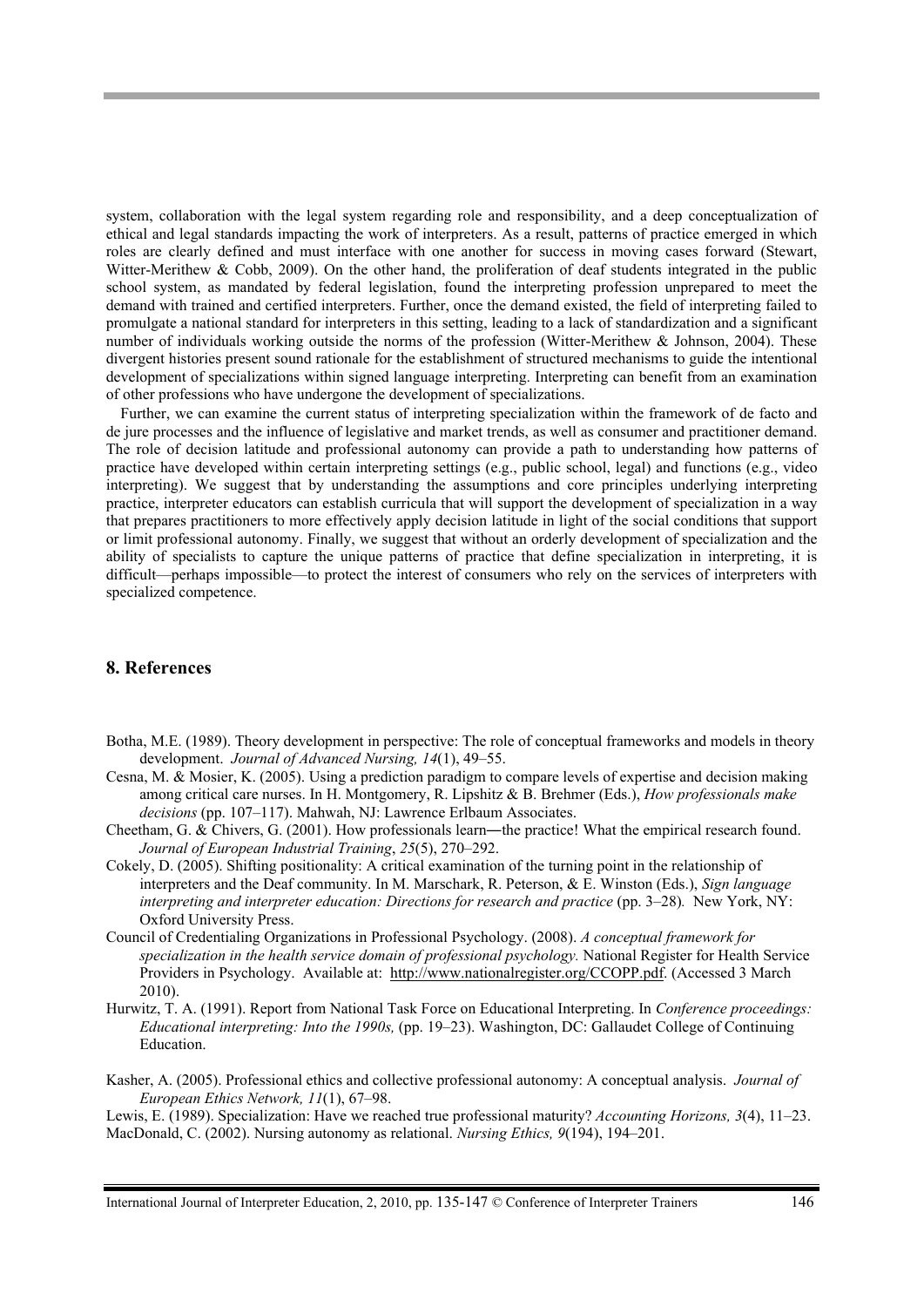system, collaboration with the legal system regarding role and responsibility, and a deep conceptualization of ethical and legal standards impacting the work of interpreters. As a result, patterns of practice emerged in which roles are clearly defined and must interface with one another for success in moving cases forward (Stewart, Witter-Merithew & Cobb, 2009). On the other hand, the proliferation of deaf students integrated in the public school system, as mandated by federal legislation, found the interpreting profession unprepared to meet the demand with trained and certified interpreters. Further, once the demand existed, the field of interpreting failed to promulgate a national standard for interpreters in this setting, leading to a lack of standardization and a significant number of individuals working outside the norms of the profession (Witter-Merithew & Johnson, 2004). These divergent histories present sound rationale for the establishment of structured mechanisms to guide the intentional development of specializations within signed language interpreting. Interpreting can benefit from an examination of other professions who have undergone the development of specializations.

Further, we can examine the current status of interpreting specialization within the framework of de facto and de jure processes and the influence of legislative and market trends, as well as consumer and practitioner demand. The role of decision latitude and professional autonomy can provide a path to understanding how patterns of practice have developed within certain interpreting settings (e.g., public school, legal) and functions (e.g., video interpreting). We suggest that by understanding the assumptions and core principles underlying interpreting practice, interpreter educators can establish curricula that will support the development of specialization in a way that prepares practitioners to more effectively apply decision latitude in light of the social conditions that support or limit professional autonomy. Finally, we suggest that without an orderly development of specialization and the ability of specialists to capture the unique patterns of practice that define specialization in interpreting, it is difficult—perhaps impossible—to protect the interest of consumers who rely on the services of interpreters with specialized competence.

## 8. References

Botha, M.E. (1989). Theory development in perspective: The role of conceptual frameworks and models in theory development. *Journal of Advanced Nursing, 14*(1), 49–55.

Cesna, M. & Mosier, K. (2005). Using a prediction paradigm to compare levels of expertise and decision making among critical care nurses. In H. Montgomery, R. Lipshitz & B. Brehmer (Eds.), *How professionals make decisions* (pp. 107–117). Mahwah, NJ: Lawrence Erlbaum Associates.

Cheetham, G. & Chivers, G. (2001). How professionals learn―the practice! What the empirical research found. *Journal of European Industrial Training*, *25*(5), 270–292.

Cokely, D. (2005). Shifting positionality: A critical examination of the turning point in the relationship of interpreters and the Deaf community. In M. Marschark, R. Peterson, & E. Winston (Eds.), *Sign language interpreting and interpreter education: Directions for research and practice* (pp. 3–28)*.* New York, NY: Oxford University Press.

Council of Credentialing Organizations in Professional Psychology. (2008). *A conceptual framework for specialization in the health service domain of professional psychology.* National Register for Health Service Providers in Psychology. Available at: http://www.nationalregister.org/CCOPP.pdf. (Accessed 3 March 2010).

Hurwitz, T. A. (1991). Report from National Task Force on Educational Interpreting. In *Conference proceedings: Educational interpreting: Into the 1990s,* (pp. 19–23). Washington, DC: Gallaudet College of Continuing Education.

Kasher, A. (2005). Professional ethics and collective professional autonomy: A conceptual analysis. *Journal of European Ethics Network, 11*(1), 67–98.

Lewis, E. (1989). Specialization: Have we reached true professional maturity? *Accounting Horizons, 3*(4), 11–23.

MacDonald, C. (2002). Nursing autonomy as relational. *Nursing Ethics, 9*(194), 194–201.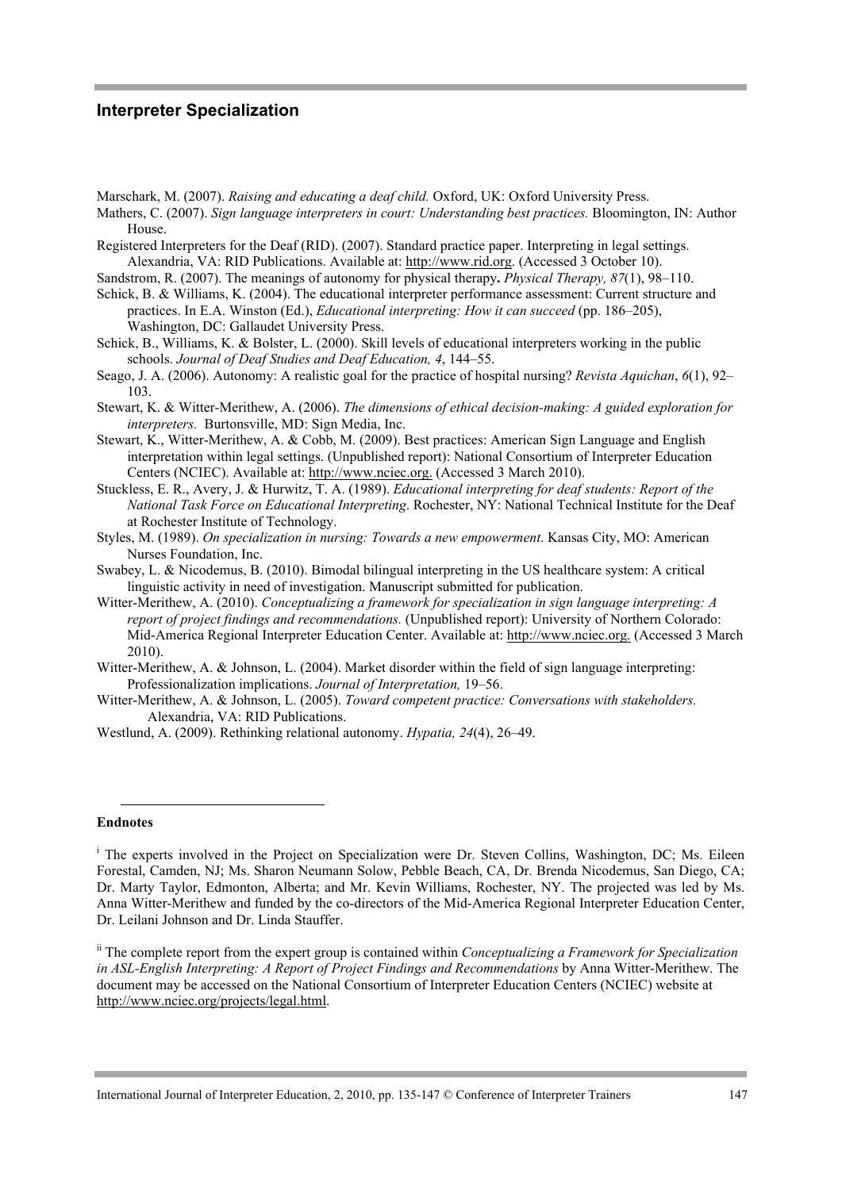Marschark, M. (2007). *Raising and educating a deaf child.* Oxford, UK: Oxford University Press.

Mathers, C. (2007). *Sign language interpreters in court: Understanding best practices.* Bloomington, IN: Author House.

Registered Interpreters for the Deaf (RID). (2007). Standard practice paper. Interpreting in legal settings. Alexandria, VA: RID Publications. Available at: http://www.rid.org. (Accessed 3 October 10).

Sandstrom, R. (2007). The meanings of autonomy for physical therapy**.** *Physical Therapy, 87*(1), 98–110.

Schick, B. & Williams, K. (2004). The educational interpreter performance assessment: Current structure and practices. In E.A. Winston (Ed.), *Educational interpreting: How it can succeed* (pp. 186–205), Washington, DC: Gallaudet University Press.

Schick, B., Williams, K. & Bolster, L. (2000). Skill levels of educational interpreters working in the public schools. *Journal of Deaf Studies and Deaf Education, 4*, 144–55.

Seago, J. A. (2006). Autonomy: A realistic goal for the practice of hospital nursing? *Revista Aquichan*, *6*(1), 92–103.

Stewart, K. & Witter-Merithew, A. (2006). *The dimensions of ethical decision-making: A guided exploration for interpreters.* Burtonsville, MD: Sign Media, Inc.

Stewart, K., Witter-Merithew, A. & Cobb, M. (2009). Best practices: American Sign Language and English interpretation within legal settings. (Unpublished report): National Consortium of Interpreter Education Centers (NCIEC). Available at: http://www.nciec.org. (Accessed 3 March 2010).

Stuckless, E. R., Avery, J. & Hurwitz, T. A. (1989). *Educational interpreting for deaf students: Report of the National Task Force on Educational Interpreting*. Rochester, NY: National Technical Institute for the Deaf at Rochester Institute of Technology.

Styles, M. (1989). *On specialization in nursing: Towards a new empowerment*. Kansas City, MO: American Nurses Foundation, Inc.

Swabey, L. & Nicodemus, B. (2010). Bimodal bilingual interpreting in the US healthcare system: A critical linguistic activity in need of investigation. Manuscript submitted for publication.

Witter-Merithew, A. (2010). *Conceptualizing a framework for specialization in sign language interpreting: A report of project findings and recommendations.* (Unpublished report): University of Northern Colorado: Mid-America Regional Interpreter Education Center. Available at: http://www.nciec.org. (Accessed 3 March 2010).

Witter-Merithew, A. & Johnson, L. (2004). Market disorder within the field of sign language interpreting: Professionalization implications. *Journal of Interpretation,* 19–56.

Witter-Merithew, A. & Johnson, L. (2005). *Toward competent practice: Conversations with stakeholders.* Alexandria, VA: RID Publications.

Westlund, A. (2009). Rethinking relational autonomy. *Hypatia, 24*(4), 26–49.

**Endnotes**

[i] The experts involved in the Project on Specialization were Dr. Steven Collins, Washington, DC; Ms. Eileen Forestal, Camden, NJ; Ms. Sharon Neumann Solow, Pebble Beach, CA, Dr. Brenda Nicodemus, San Diego, CA; Dr. Marty Taylor, Edmonton, Alberta; and Mr. Kevin Williams, Rochester, NY. The projected was led by Ms. Anna Witter-Merithew and funded by the co-directors of the Mid-America Regional Interpreter Education Center, Dr. Leilani Johnson and Dr. Linda Stauffer.

[ii] The complete report from the expert group is contained within *Conceptualizing a Framework for Specialization in ASL-English Interpreting: A Report of Project Findings and Recommendations* by Anna Witter-Merithew. The document may be accessed on the National Consortium of Interpreter Education Centers (NCIEC) website at http://www.nciec.org/projects/legal.html.